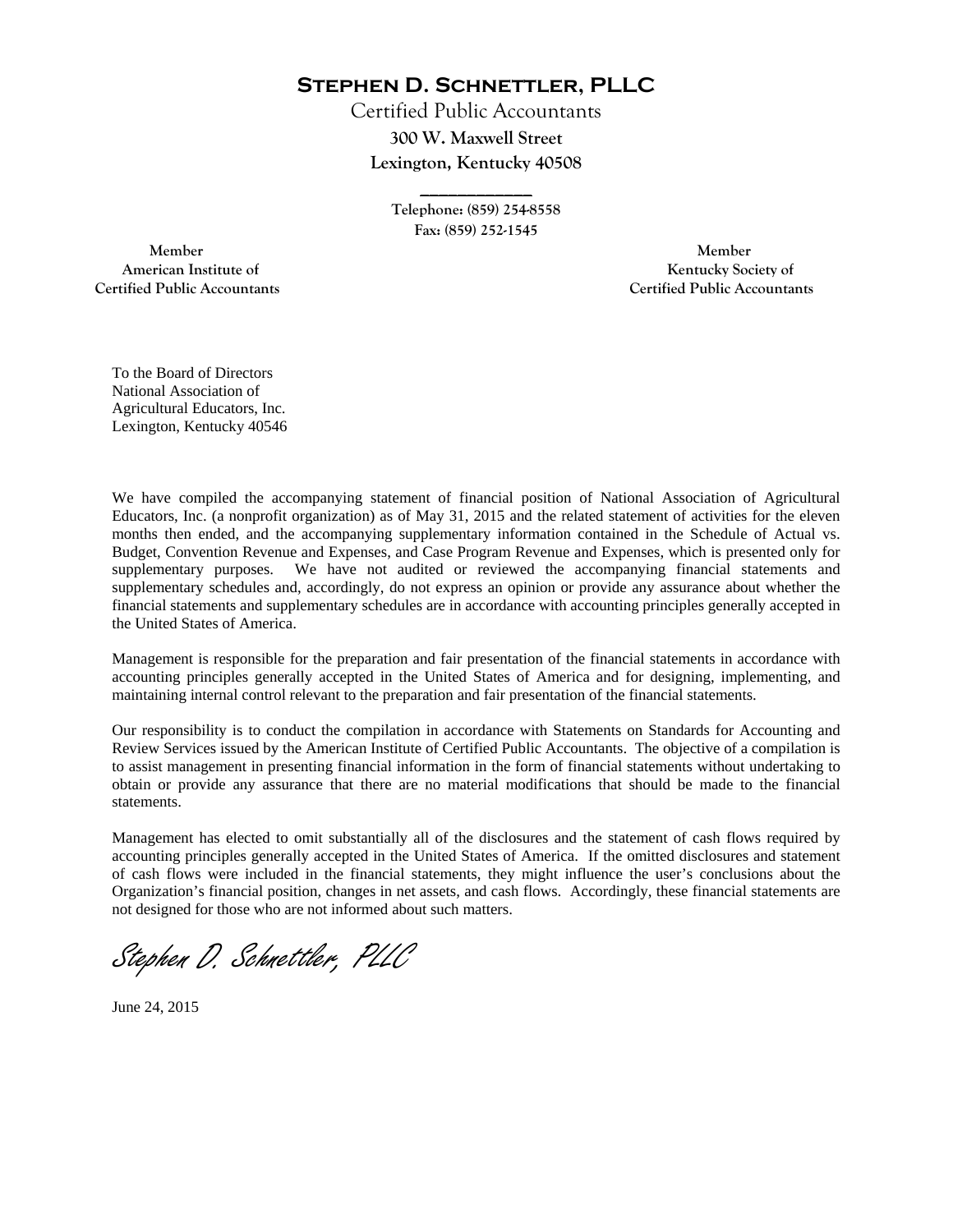# Stephen D. Schnettler, PLLC

Certified Public Accountants

**300 W. Maxwell Street**

**Lexington, Kentucky 40508**

**Telephone: (859) 254-8558**

**Fax: (859) 252-1545**

**Member**
**American Institute of**
**Certified Public Accountants**

**Member**
**Kentucky Society of**
**Certified Public Accountants**

To the Board of Directors
National Association of
Agricultural Educators, Inc.
Lexington, Kentucky 40546

We have compiled the accompanying statement of financial position of National Association of Agricultural Educators, Inc. (a nonprofit organization) as of May 31, 2015 and the related statement of activities for the eleven months then ended, and the accompanying supplementary information contained in the Schedule of Actual vs. Budget, Convention Revenue and Expenses, and Case Program Revenue and Expenses, which is presented only for supplementary purposes. We have not audited or reviewed the accompanying financial statements and supplementary schedules and, accordingly, do not express an opinion or provide any assurance about whether the financial statements and supplementary schedules are in accordance with accounting principles generally accepted in the United States of America.

Management is responsible for the preparation and fair presentation of the financial statements in accordance with accounting principles generally accepted in the United States of America and for designing, implementing, and maintaining internal control relevant to the preparation and fair presentation of the financial statements.

Our responsibility is to conduct the compilation in accordance with Statements on Standards for Accounting and Review Services issued by the American Institute of Certified Public Accountants. The objective of a compilation is to assist management in presenting financial information in the form of financial statements without undertaking to obtain or provide any assurance that there are no material modifications that should be made to the financial statements.

Management has elected to omit substantially all of the disclosures and the statement of cash flows required by accounting principles generally accepted in the United States of America. If the omitted disclosures and statement of cash flows were included in the financial statements, they might influence the user's conclusions about the Organization's financial position, changes in net assets, and cash flows. Accordingly, these financial statements are not designed for those who are not informed about such matters.

*Stephen D. Schnettler, PLLC*

June 24, 2015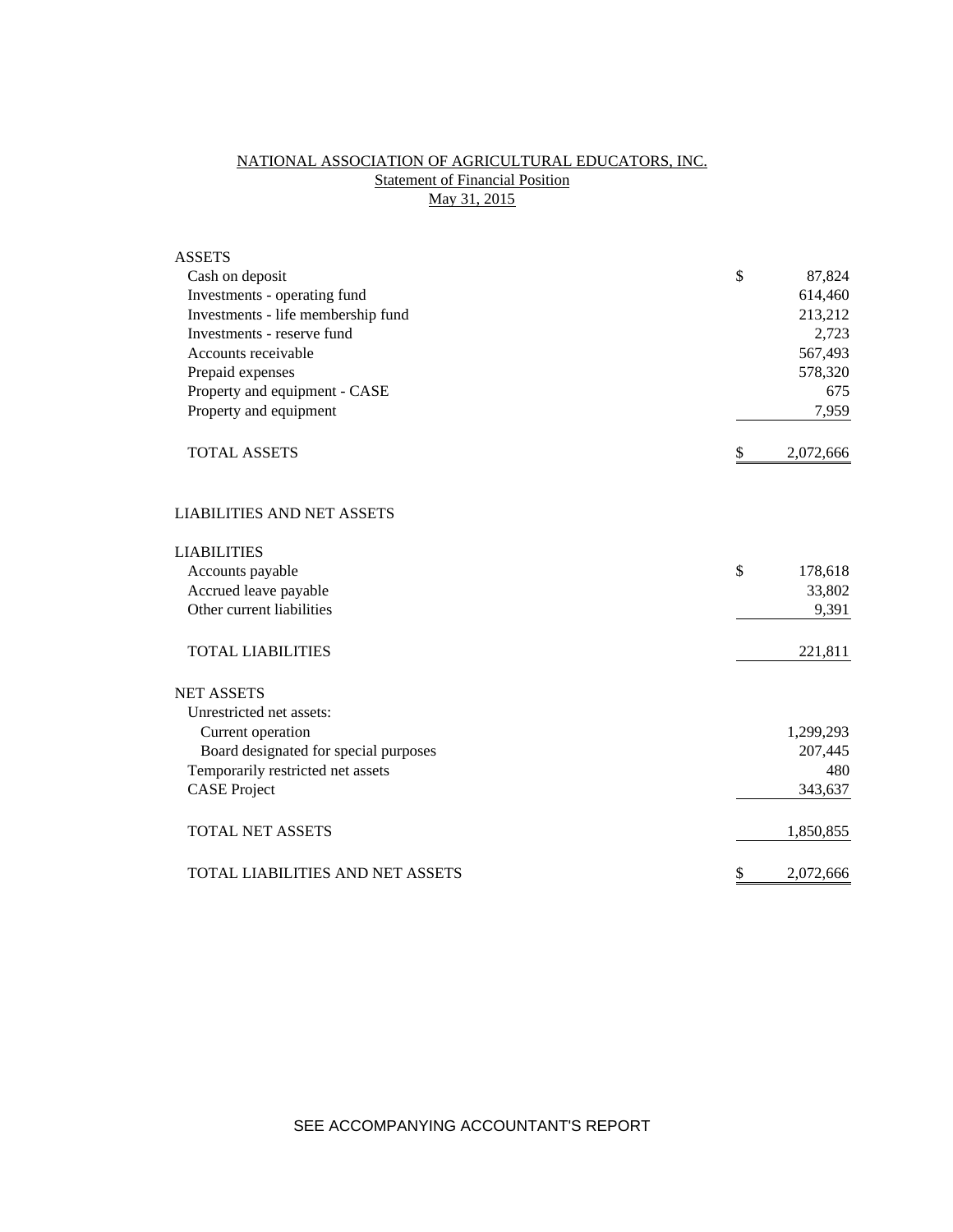# NATIONAL ASSOCIATION OF AGRICULTURAL EDUCATORS, INC.

## Statement of Financial Position

## May 31, 2015

| | | |
|---|---|---|
| **ASSETS** | | |
| Cash on deposit | $ | 87,824 |
| Investments - operating fund | | 614,460 |
| Investments - life membership fund | | 213,212 |
| Investments - reserve fund | | 2,723 |
| Accounts receivable | | 567,493 |
| Prepaid expenses | | 578,320 |
| Property and equipment - CASE | | 675 |
| Property and equipment | | 7,959 |
| TOTAL ASSETS | $ | 2,072,666 |
| | | |
| **LIABILITIES AND NET ASSETS** | | |
| | | |
| **LIABILITIES** | | |
| Accounts payable | $ | 178,618 |
| Accrued leave payable | | 33,802 |
| Other current liabilities | | 9,391 |
| TOTAL LIABILITIES | | 221,811 |
| | | |
| **NET ASSETS** | | |
| Unrestricted net assets: | | |
| Current operation | | 1,299,293 |
| Board designated for special purposes | | 207,445 |
| Temporarily restricted net assets | | 480 |
| CASE Project | | 343,637 |
| TOTAL NET ASSETS | | 1,850,855 |
| | | |
| TOTAL LIABILITIES AND NET ASSETS | $ | 2,072,666 |

SEE ACCOMPANYING ACCOUNTANT'S REPORT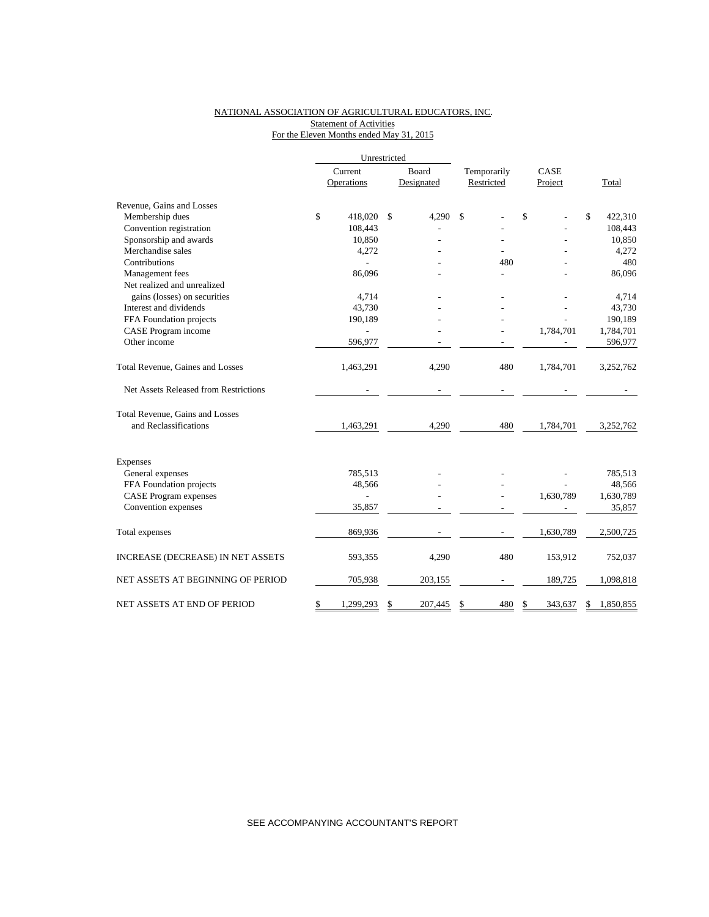NATIONAL ASSOCIATION OF AGRICULTURAL EDUCATORS, INC.
Statement of Activities
For the Eleven Months ended May 31, 2015

| | Unrestricted | | | | |
|---|---|---|---|---|---|
| | Current Operations | Board Designated | Temporarily Restricted | CASE Project | Total |
| Revenue, Gains and Losses | | | | | |
| Membership dues | $ 418,020 | $ 4,290 | $ - | $ - | $ 422,310 |
| Convention registration | 108,443 | - | - | - | 108,443 |
| Sponsorship and awards | 10,850 | - | - | - | 10,850 |
| Merchandise sales | 4,272 | - | - | - | 4,272 |
| Contributions | - | - | 480 | - | 480 |
| Management fees | 86,096 | - | - | - | 86,096 |
| Net realized and unrealized gains (losses) on securities | 4,714 | - | - | - | 4,714 |
| Interest and dividends | 43,730 | - | - | - | 43,730 |
| FFA Foundation projects | 190,189 | - | - | - | 190,189 |
| CASE Program income | - | - | - | 1,784,701 | 1,784,701 |
| Other income | 596,977 | - | - | - | 596,977 |
| Total Revenue, Gaines and Losses | 1,463,291 | 4,290 | 480 | 1,784,701 | 3,252,762 |
| Net Assets Released from Restrictions | - | - | - | - | - |
| Total Revenue, Gains and Losses and Reclassifications | 1,463,291 | 4,290 | 480 | 1,784,701 | 3,252,762 |
| Expenses | | | | | |
| General expenses | 785,513 | - | - | - | 785,513 |
| FFA Foundation projects | 48,566 | - | - | - | 48,566 |
| CASE Program expenses | - | - | - | 1,630,789 | 1,630,789 |
| Convention expenses | 35,857 | - | - | - | 35,857 |
| Total expenses | 869,936 | - | - | 1,630,789 | 2,500,725 |
| INCREASE (DECREASE) IN NET ASSETS | 593,355 | 4,290 | 480 | 153,912 | 752,037 |
| NET ASSETS AT BEGINNING OF PERIOD | 705,938 | 203,155 | - | 189,725 | 1,098,818 |
| NET ASSETS AT END OF PERIOD | $ 1,299,293 | $ 207,445 | $ 480 | $ 343,637 | $ 1,850,855 |

SEE ACCOMPANYING ACCOUNTANT'S REPORT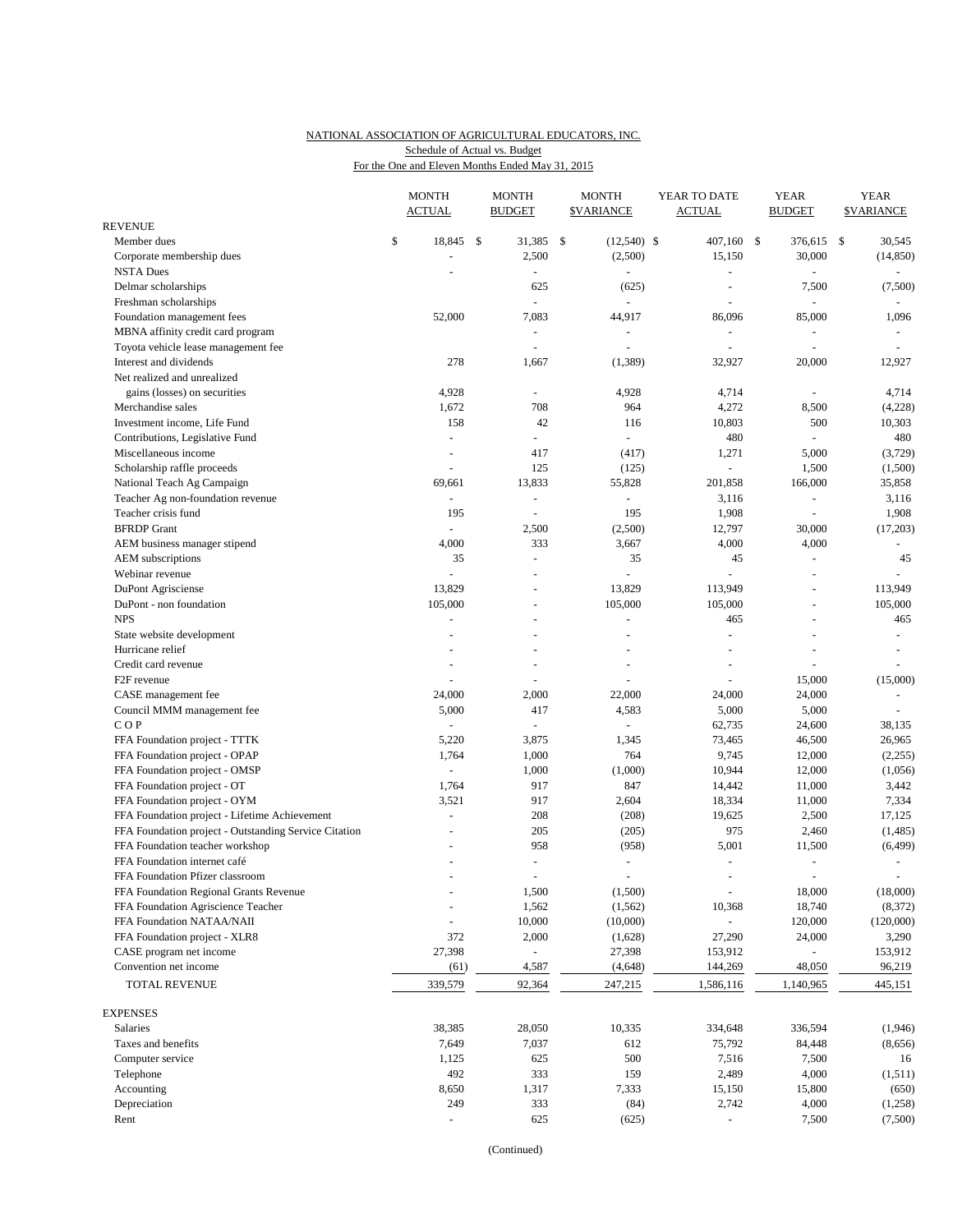NATIONAL ASSOCIATION OF AGRICULTURAL EDUCATORS, INC.
Schedule of Actual vs. Budget
For the One and Eleven Months Ended May 31, 2015

| | MONTH ACTUAL | MONTH BUDGET | MONTH $VARIANCE | YEAR TO DATE ACTUAL | YEAR BUDGET | YEAR $VARIANCE |
|---|---|---|---|---|---|---|
| **REVENUE** | | | | | | |
| Member dues | $ 18,845 | $ 31,385 | $ (12,540) | $ 407,160 | $ 376,615 | $ 30,545 |
| Corporate membership dues | - | 2,500 | (2,500) | 15,150 | 30,000 | (14,850) |
| NSTA Dues | - | - | - | - | - | - |
| Delmar scholarships | | 625 | (625) | - | 7,500 | (7,500) |
| Freshman scholarships | | - | - | - | - | - |
| Foundation management fees | 52,000 | 7,083 | 44,917 | 86,096 | 85,000 | 1,096 |
| MBNA affinity credit card program | | - | - | - | - | - |
| Toyota vehicle lease management fee | | - | - | - | - | - |
| Interest and dividends | 278 | 1,667 | (1,389) | 32,927 | 20,000 | 12,927 |
| Net realized and unrealized gains (losses) on securities | 4,928 | - | 4,928 | 4,714 | - | 4,714 |
| Merchandise sales | 1,672 | 708 | 964 | 4,272 | 8,500 | (4,228) |
| Investment income, Life Fund | 158 | 42 | 116 | 10,803 | 500 | 10,303 |
| Contributions, Legislative Fund | - | - | - | 480 | - | 480 |
| Miscellaneous income | - | 417 | (417) | 1,271 | 5,000 | (3,729) |
| Scholarship raffle proceeds | - | 125 | (125) | - | 1,500 | (1,500) |
| National Teach Ag Campaign | 69,661 | 13,833 | 55,828 | 201,858 | 166,000 | 35,858 |
| Teacher Ag non-foundation revenue | - | - | - | 3,116 | - | 3,116 |
| Teacher crisis fund | 195 | - | 195 | 1,908 | - | 1,908 |
| BFRDP Grant | - | 2,500 | (2,500) | 12,797 | 30,000 | (17,203) |
| AEM business manager stipend | 4,000 | 333 | 3,667 | 4,000 | 4,000 | - |
| AEM subscriptions | 35 | - | 35 | 45 | - | 45 |
| Webinar revenue | - | - | - | - | - | - |
| DuPont Agrisciense | 13,829 | - | 13,829 | 113,949 | - | 113,949 |
| DuPont - non foundation | 105,000 | - | 105,000 | 105,000 | - | 105,000 |
| NPS | - | - | - | 465 | - | 465 |
| State website development | - | - | - | - | - | - |
| Hurricane relief | - | - | - | - | - | - |
| Credit card revenue | - | - | - | - | - | - |
| F2F revenue | - | - | - | - | 15,000 | (15,000) |
| CASE management fee | 24,000 | 2,000 | 22,000 | 24,000 | 24,000 | - |
| Council MMM management fee | 5,000 | 417 | 4,583 | 5,000 | 5,000 | - |
| C O P | - | - | - | 62,735 | 24,600 | 38,135 |
| FFA Foundation project - TTTK | 5,220 | 3,875 | 1,345 | 73,465 | 46,500 | 26,965 |
| FFA Foundation project - OPAP | 1,764 | 1,000 | 764 | 9,745 | 12,000 | (2,255) |
| FFA Foundation project - OMSP | - | 1,000 | (1,000) | 10,944 | 12,000 | (1,056) |
| FFA Foundation project - OT | 1,764 | 917 | 847 | 14,442 | 11,000 | 3,442 |
| FFA Foundation project - OYM | 3,521 | 917 | 2,604 | 18,334 | 11,000 | 7,334 |
| FFA Foundation project - Lifetime Achievement | - | 208 | (208) | 19,625 | 2,500 | 17,125 |
| FFA Foundation project - Outstanding Service Citation | - | 205 | (205) | 975 | 2,460 | (1,485) |
| FFA Foundation teacher workshop | - | 958 | (958) | 5,001 | 11,500 | (6,499) |
| FFA Foundation internet café | - | - | - | - | - | - |
| FFA Foundation Pfizer classroom | - | - | - | - | - | - |
| FFA Foundation Regional Grants Revenue | - | 1,500 | (1,500) | - | 18,000 | (18,000) |
| FFA Foundation Agriscience Teacher | - | 1,562 | (1,562) | 10,368 | 18,740 | (8,372) |
| FFA Foundation NATAA/NAII | - | 10,000 | (10,000) | - | 120,000 | (120,000) |
| FFA Foundation project - XLR8 | 372 | 2,000 | (1,628) | 27,290 | 24,000 | 3,290 |
| CASE program net income | 27,398 | - | 27,398 | 153,912 | - | 153,912 |
| Convention net income | (61) | 4,587 | (4,648) | 144,269 | 48,050 | 96,219 |
| TOTAL REVENUE | 339,579 | 92,364 | 247,215 | 1,586,116 | 1,140,965 | 445,151 |
| **EXPENSES** | | | | | | |
| Salaries | 38,385 | 28,050 | 10,335 | 334,648 | 336,594 | (1,946) |
| Taxes and benefits | 7,649 | 7,037 | 612 | 75,792 | 84,448 | (8,656) |
| Computer service | 1,125 | 625 | 500 | 7,516 | 7,500 | 16 |
| Telephone | 492 | 333 | 159 | 2,489 | 4,000 | (1,511) |
| Accounting | 8,650 | 1,317 | 7,333 | 15,150 | 15,800 | (650) |
| Depreciation | 249 | 333 | (84) | 2,742 | 4,000 | (1,258) |
| Rent | - | 625 | (625) | - | 7,500 | (7,500) |

(Continued)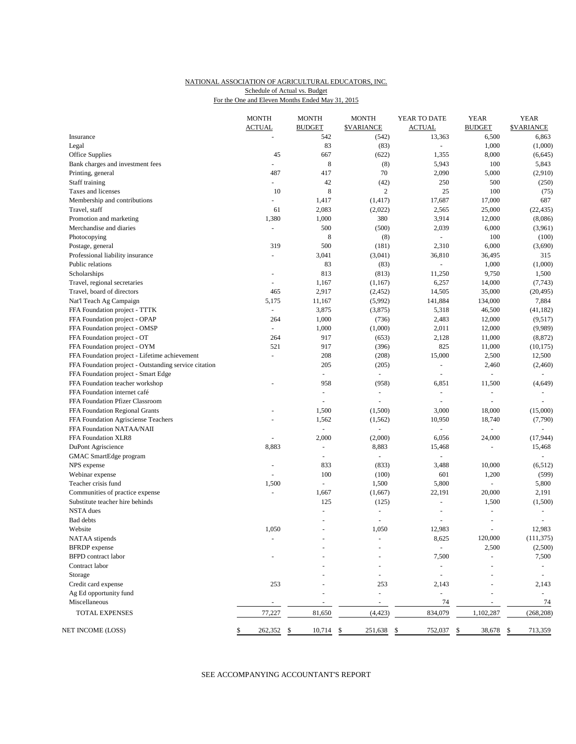NATIONAL ASSOCIATION OF AGRICULTURAL EDUCATORS, INC.
Schedule of Actual vs. Budget
For the One and Eleven Months Ended May 31, 2015

| | MONTH ACTUAL | MONTH BUDGET | MONTH $VARIANCE | YEAR TO DATE ACTUAL | YEAR BUDGET | YEAR $VARIANCE |
|---|---|---|---|---|---|---|
| Insurance | - | 542 | (542) | 13,363 | 6,500 | 6,863 |
| Legal | | 83 | (83) | - | 1,000 | (1,000) |
| Office Supplies | 45 | 667 | (622) | 1,355 | 8,000 | (6,645) |
| Bank charges and investment fees | - | 8 | (8) | 5,943 | 100 | 5,843 |
| Printing, general | 487 | 417 | 70 | 2,090 | 5,000 | (2,910) |
| Staff training | - | 42 | (42) | 250 | 500 | (250) |
| Taxes and licenses | 10 | 8 | 2 | 25 | 100 | (75) |
| Membership and contributions | - | 1,417 | (1,417) | 17,687 | 17,000 | 687 |
| Travel, staff | 61 | 2,083 | (2,022) | 2,565 | 25,000 | (22,435) |
| Promotion and marketing | 1,380 | 1,000 | 380 | 3,914 | 12,000 | (8,086) |
| Merchandise and diaries | - | 500 | (500) | 2,039 | 6,000 | (3,961) |
| Photocopying | | 8 | (8) | - | 100 | (100) |
| Postage, general | 319 | 500 | (181) | 2,310 | 6,000 | (3,690) |
| Professional liability insurance | - | 3,041 | (3,041) | 36,810 | 36,495 | 315 |
| Public relations | | 83 | (83) | - | 1,000 | (1,000) |
| Scholarships | - | 813 | (813) | 11,250 | 9,750 | 1,500 |
| Travel, regional secretaries | - | 1,167 | (1,167) | 6,257 | 14,000 | (7,743) |
| Travel, board of directors | 465 | 2,917 | (2,452) | 14,505 | 35,000 | (20,495) |
| Nat'l Teach Ag Campaign | 5,175 | 11,167 | (5,992) | 141,884 | 134,000 | 7,884 |
| FFA Foundation project - TTTK | - | 3,875 | (3,875) | 5,318 | 46,500 | (41,182) |
| FFA Foundation project - OPAP | 264 | 1,000 | (736) | 2,483 | 12,000 | (9,517) |
| FFA Foundation project - OMSP | - | 1,000 | (1,000) | 2,011 | 12,000 | (9,989) |
| FFA Foundation project - OT | 264 | 917 | (653) | 2,128 | 11,000 | (8,872) |
| FFA Foundation project - OYM | 521 | 917 | (396) | 825 | 11,000 | (10,175) |
| FFA Foundation project - Lifetime achievement | - | 208 | (208) | 15,000 | 2,500 | 12,500 |
| FFA Foundation project - Outstanding service citation | | 205 | (205) | - | 2,460 | (2,460) |
| FFA Foundation project - Smart Edge | | - | - | - | - | - |
| FFA Foundation teacher workshop | - | 958 | (958) | 6,851 | 11,500 | (4,649) |
| FFA Foundation internet café | | - | - | - | - | - |
| FFA Foundation Pfizer Classroom | | - | - | - | - | - |
| FFA Foundation Regional Grants | - | 1,500 | (1,500) | 3,000 | 18,000 | (15,000) |
| FFA Foundation Agrisciense Teachers | - | 1,562 | (1,562) | 10,950 | 18,740 | (7,790) |
| FFA Foundation NATAA/NAII | | - | - | - | - | - |
| FFA Foundation XLR8 | - | 2,000 | (2,000) | 6,056 | 24,000 | (17,944) |
| DuPont Agriscience | 8,883 | - | 8,883 | 15,468 | - | 15,468 |
| GMAC SmartEdge program | | - | - | - | | - |
| NPS expense | - | 833 | (833) | 3,488 | 10,000 | (6,512) |
| Webinar expense | - | 100 | (100) | 601 | 1,200 | (599) |
| Teacher crisis fund | 1,500 | - | 1,500 | 5,800 | - | 5,800 |
| Communities of practice expense | - | 1,667 | (1,667) | 22,191 | 20,000 | 2,191 |
| Substitute teacher hire behinds | | 125 | (125) | - | 1,500 | (1,500) |
| NSTA dues | | - | - | - | - | - |
| Bad debts | | - | - | - | - | - |
| Website | 1,050 | - | 1,050 | 12,983 | - | 12,983 |
| NATAA stipends | - | - | - | 8,625 | 120,000 | (111,375) |
| BFRDP expense | | - | - | - | 2,500 | (2,500) |
| BFPD contract labor | - | - | - | 7,500 | - | 7,500 |
| Contract labor | | - | - | - | - | - |
| Storage | | - | - | - | - | - |
| Credit card expense | 253 | - | 253 | 2,143 | - | 2,143 |
| Ag Ed opportunity fund | | - | - | - | - | - |
| Miscellaneous | - | - | - | 74 | - | 74 |
| TOTAL EXPENSES | 77,227 | 81,650 | (4,423) | 834,079 | 1,102,287 | (268,208) |
| NET INCOME (LOSS) | $ 262,352 | $ 10,714 | $ 251,638 | $ 752,037 | $ 38,678 | $ 713,359 |

SEE ACCOMPANYING ACCOUNTANT'S REPORT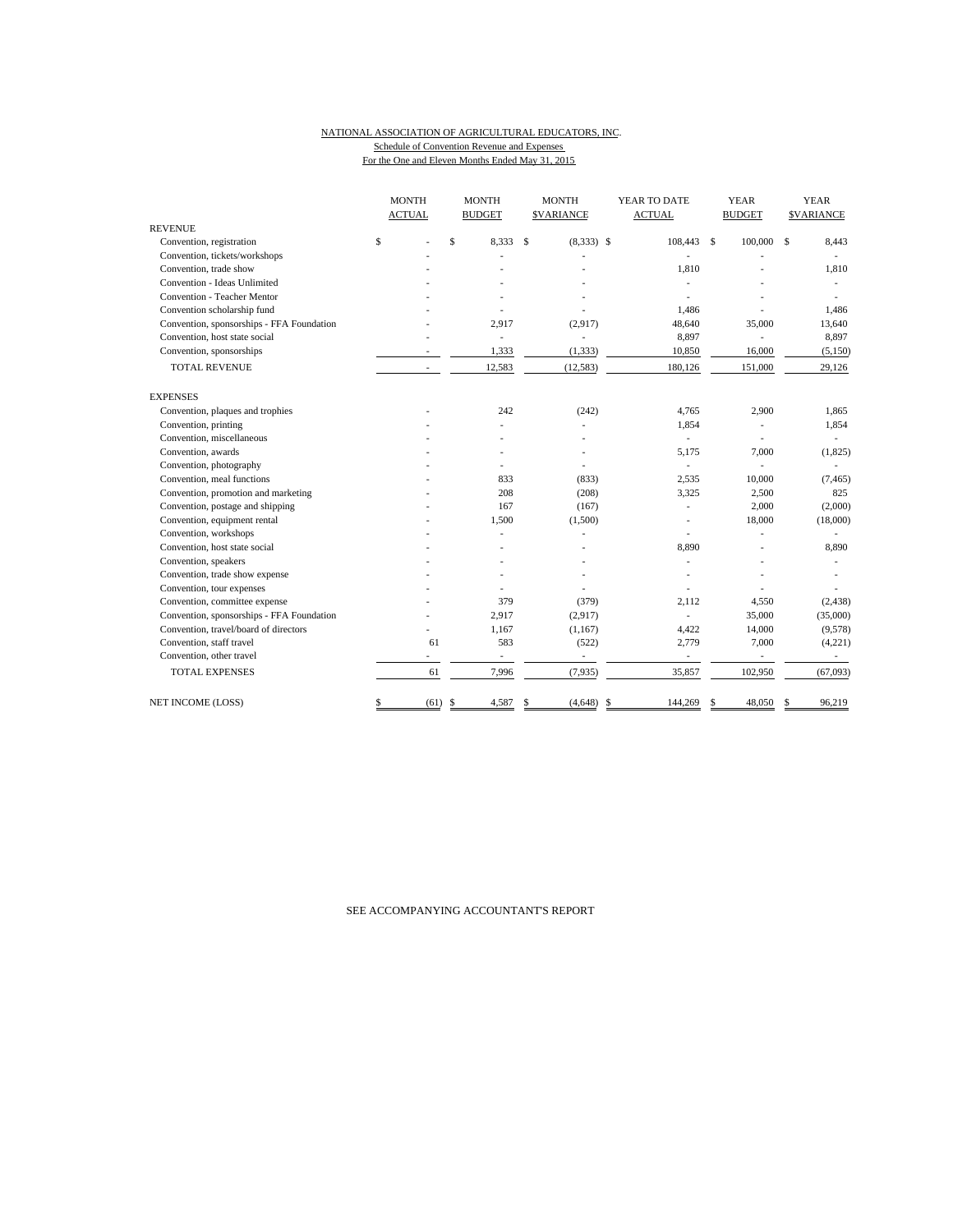NATIONAL ASSOCIATION OF AGRICULTURAL EDUCATORS, INC.

Schedule of Convention Revenue and Expenses

For the One and Eleven Months Ended May 31, 2015

| | MONTH ACTUAL | MONTH BUDGET | MONTH $VARIANCE | YEAR TO DATE ACTUAL | YEAR BUDGET | YEAR $VARIANCE |
|---|---|---|---|---|---|---|
| REVENUE | | | | | | |
| Convention, registration | $ - | $ 8,333 | $ (8,333) | $ 108,443 | $ 100,000 | $ 8,443 |
| Convention, tickets/workshops | - | - | - | - | - | - |
| Convention, trade show | - | - | - | 1,810 | - | 1,810 |
| Convention - Ideas Unlimited | - | - | - | - | - | - |
| Convention - Teacher Mentor | - | - | - | - | - | - |
| Convention scholarship fund | - | - | - | 1,486 | - | 1,486 |
| Convention, sponsorships - FFA Foundation | - | 2,917 | (2,917) | 48,640 | 35,000 | 13,640 |
| Convention, host state social | - | - | - | 8,897 | - | 8,897 |
| Convention, sponsorships | - | 1,333 | (1,333) | 10,850 | 16,000 | (5,150) |
| TOTAL REVENUE | - | 12,583 | (12,583) | 180,126 | 151,000 | 29,126 |
| EXPENSES | | | | | | |
| Convention, plaques and trophies | - | 242 | (242) | 4,765 | 2,900 | 1,865 |
| Convention, printing | - | - | - | 1,854 | - | 1,854 |
| Convention, miscellaneous | - | - | - | - | - | - |
| Convention, awards | - | - | - | 5,175 | 7,000 | (1,825) |
| Convention, photography | - | - | - | - | - | - |
| Convention, meal functions | - | 833 | (833) | 2,535 | 10,000 | (7,465) |
| Convention, promotion and marketing | - | 208 | (208) | 3,325 | 2,500 | 825 |
| Convention, postage and shipping | - | 167 | (167) | - | 2,000 | (2,000) |
| Convention, equipment rental | - | 1,500 | (1,500) | - | 18,000 | (18,000) |
| Convention, workshops | - | - | - | - | - | - |
| Convention, host state social | - | - | - | 8,890 | - | 8,890 |
| Convention, speakers | - | - | - | - | - | - |
| Convention, trade show expense | - | - | - | - | - | - |
| Convention, tour expenses | - | - | - | - | - | - |
| Convention, committee expense | - | 379 | (379) | 2,112 | 4,550 | (2,438) |
| Convention, sponsorships - FFA Foundation | - | 2,917 | (2,917) | - | 35,000 | (35,000) |
| Convention, travel/board of directors | - | 1,167 | (1,167) | 4,422 | 14,000 | (9,578) |
| Convention, staff travel | 61 | 583 | (522) | 2,779 | 7,000 | (4,221) |
| Convention, other travel | - | - | - | - | - | - |
| TOTAL EXPENSES | 61 | 7,996 | (7,935) | 35,857 | 102,950 | (67,093) |
| NET INCOME (LOSS) | $ (61) | $ 4,587 | $ (4,648) | $ 144,269 | $ 48,050 | $ 96,219 |

SEE ACCOMPANYING ACCOUNTANT'S REPORT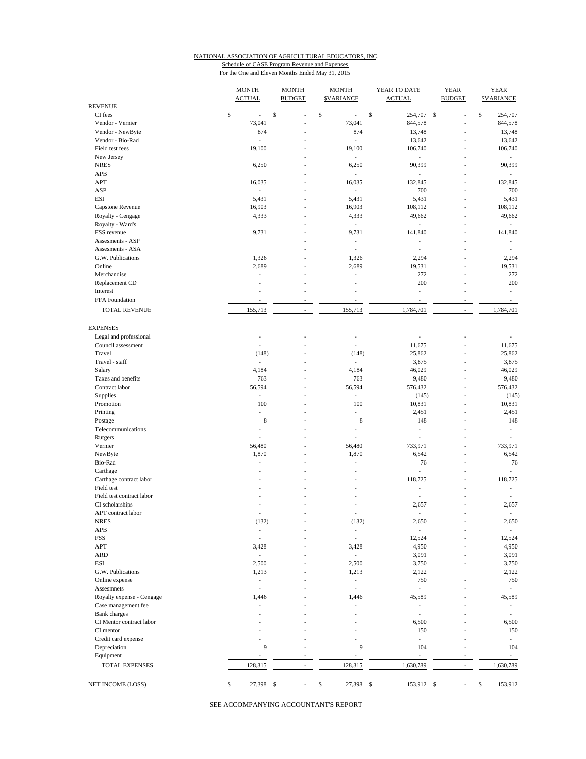NATIONAL ASSOCIATION OF AGRICULTURAL EDUCATORS, INC.
Schedule of CASE Program Revenue and Expenses
For the One and Eleven Months Ended May 31, 2015

| | MONTH ACTUAL | MONTH BUDGET | MONTH $VARIANCE | YEAR TO DATE ACTUAL | YEAR BUDGET | YEAR $VARIANCE |
|---|---|---|---|---|---|---|
| REVENUE | | | | | | |
| CI fees | $ - | $ - | $ - | $ 254,707 | $ - | $ 254,707 |
| Vendor - Vernier | 73,041 | - | 73,041 | 844,578 | - | 844,578 |
| Vendor - NewByte | 874 | - | 874 | 13,748 | - | 13,748 |
| Vendor - Bio-Rad | - | - | - | 13,642 | - | 13,642 |
| Field test fees | 19,100 | - | 19,100 | 106,740 | - | 106,740 |
| New Jersey | | - | - | - | - | - |
| NRES | 6,250 | - | 6,250 | 90,399 | - | 90,399 |
| APB | | - | - | - | - | - |
| APT | 16,035 | - | 16,035 | 132,845 | - | 132,845 |
| ASP | - | - | - | 700 | - | 700 |
| ESI | 5,431 | - | 5,431 | 5,431 | - | 5,431 |
| Capstone Revenue | 16,903 | - | 16,903 | 108,112 | - | 108,112 |
| Royalty - Cengage | 4,333 | - | 4,333 | 49,662 | - | 49,662 |
| Royalty - Ward's | | - | - | - | - | - |
| FSS revenue | 9,731 | - | 9,731 | 141,840 | - | 141,840 |
| Assesments - ASP | | - | - | - | - | - |
| Assesments - ASA | | - | - | - | - | - |
| G.W. Publications | 1,326 | - | 1,326 | 2,294 | - | 2,294 |
| Online | 2,689 | - | 2,689 | 19,531 | - | 19,531 |
| Merchandise | - | - | - | 272 | - | 272 |
| Replacement CD | - | - | - | 200 | - | 200 |
| Interest | - | - | - | - | - | - |
| FFA Foundation | - | - | - | - | - | - |
| TOTAL REVENUE | 155,713 | - | 155,713 | 1,784,701 | - | 1,784,701 |
| EXPENSES | | | | | | |
| Legal and professional | - | - | - | - | - | - |
| Council assessment | - | - | - | 11,675 | - | 11,675 |
| Travel | (148) | - | (148) | 25,862 | - | 25,862 |
| Travel - staff | - | - | - | 3,875 | - | 3,875 |
| Salary | 4,184 | - | 4,184 | 46,029 | - | 46,029 |
| Taxes and benefits | 763 | - | 763 | 9,480 | - | 9,480 |
| Contract labor | 56,594 | - | 56,594 | 576,432 | - | 576,432 |
| Supplies | - | - | - | (145) | - | (145) |
| Promotion | 100 | - | 100 | 10,831 | - | 10,831 |
| Printing | - | - | - | 2,451 | - | 2,451 |
| Postage | 8 | - | 8 | 148 | - | 148 |
| Telecommunications | - | - | - | - | - | - |
| Rutgers | - | - | - | - | - | - |
| Vernier | 56,480 | - | 56,480 | 733,971 | - | 733,971 |
| NewByte | 1,870 | - | 1,870 | 6,542 | - | 6,542 |
| Bio-Rad | - | - | - | 76 | - | 76 |
| Carthage | - | - | - | - | - | - |
| Carthage contract labor | - | - | - | 118,725 | - | 118,725 |
| Field test | - | - | - | - | - | - |
| Field test contract labor | - | - | - | - | - | - |
| CI scholarships | - | - | - | 2,657 | - | 2,657 |
| APT contract labor | - | - | - | - | - | - |
| NRES | (132) | - | (132) | 2,650 | - | 2,650 |
| APB | - | - | - | - | - | - |
| FSS | - | - | - | 12,524 | - | 12,524 |
| APT | 3,428 | - | 3,428 | 4,950 | - | 4,950 |
| ARD | - | - | - | 3,091 | - | 3,091 |
| ESI | 2,500 | - | 2,500 | 3,750 | - | 3,750 |
| G.W. Publications | 1,213 | - | 1,213 | 2,122 | | 2,122 |
| Online expense | - | - | - | 750 | - | 750 |
| Assesmnets | - | - | - | - | - | - |
| Royalty expense - Cengage | 1,446 | - | 1,446 | 45,589 | - | 45,589 |
| Case management fee | - | - | - | - | - | - |
| Bank charges | - | - | - | - | - | - |
| CI Mentor contract labor | - | - | - | 6,500 | - | 6,500 |
| CI mentor | - | - | - | 150 | - | 150 |
| Credit card expense | - | - | - | - | - | - |
| Depreciation | 9 | - | 9 | 104 | - | 104 |
| Equipment | - | - | - | - | - | - |
| TOTAL EXPENSES | 128,315 | - | 128,315 | 1,630,789 | - | 1,630,789 |
| NET INCOME (LOSS) | $ 27,398 | $ - | $ 27,398 | $ 153,912 | $ - | $ 153,912 |

SEE ACCOMPANYING ACCOUNTANT'S REPORT